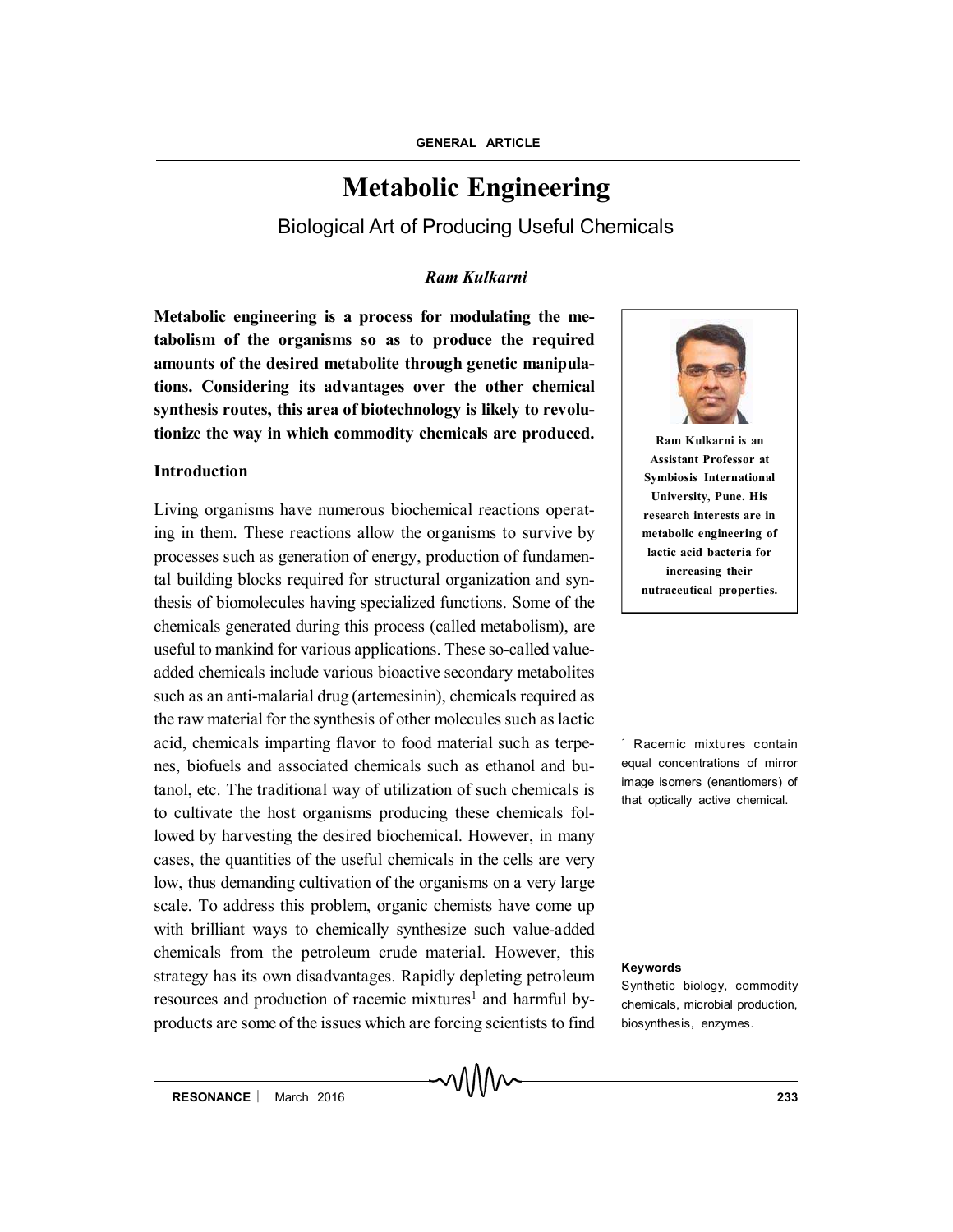# Metabolic Engineering

## Biological Art of Producing Useful Chemicals

*Ram Kulkarni*

**Metabolic engineering is a process for modulating the metabolism of the organisms so as to produce the required amounts of the desired metabolite through genetic manipulations. Considering its advantages over the other chemical synthesis routes, this area of biotechnology is likely to revolutionize the way in which commodity chemicals are produced.**

**Ram Kulkarni is an Assistant Professor at Symbiosis International University, Pune. His research interests are in metabolic engineering of lactic acid bacteria for increasing their nutraceutical properties.**

### Introduction

Living organisms have numerous biochemical reactions operating in them. These reactions allow the organisms to survive by processes such as generation of energy, production of fundamental building blocks required for structural organization and synthesis of biomolecules having specialized functions. Some of the chemicals generated during this process (called metabolism), are useful to mankind for various applications. These so-called value-added chemicals include various bioactive secondary metabolites such as an anti-malarial drug (artemesinin), chemicals required as the raw material for the synthesis of other molecules such as lactic acid, chemicals imparting flavor to food material such as terpenes, biofuels and associated chemicals such as ethanol and butanol, etc. The traditional way of utilization of such chemicals is to cultivate the host organisms producing these chemicals followed by harvesting the desired biochemical. However, in many cases, the quantities of the useful chemicals in the cells are very low, thus demanding cultivation of the organisms on a very large scale. To address this problem, organic chemists have come up with brilliant ways to chemically synthesize such value-added chemicals from the petroleum crude material. However, this strategy has its own disadvantages. Rapidly depleting petroleum resources and production of racemic mixtures[1] and harmful by-products are some of the issues which are forcing scientists to find

[1] Racemic mixtures contain equal concentrations of mirror image isomers (enantiomers) of that optically active chemical.

**Keywords**

Synthetic biology, commodity chemicals, microbial production, biosynthesis, enzymes.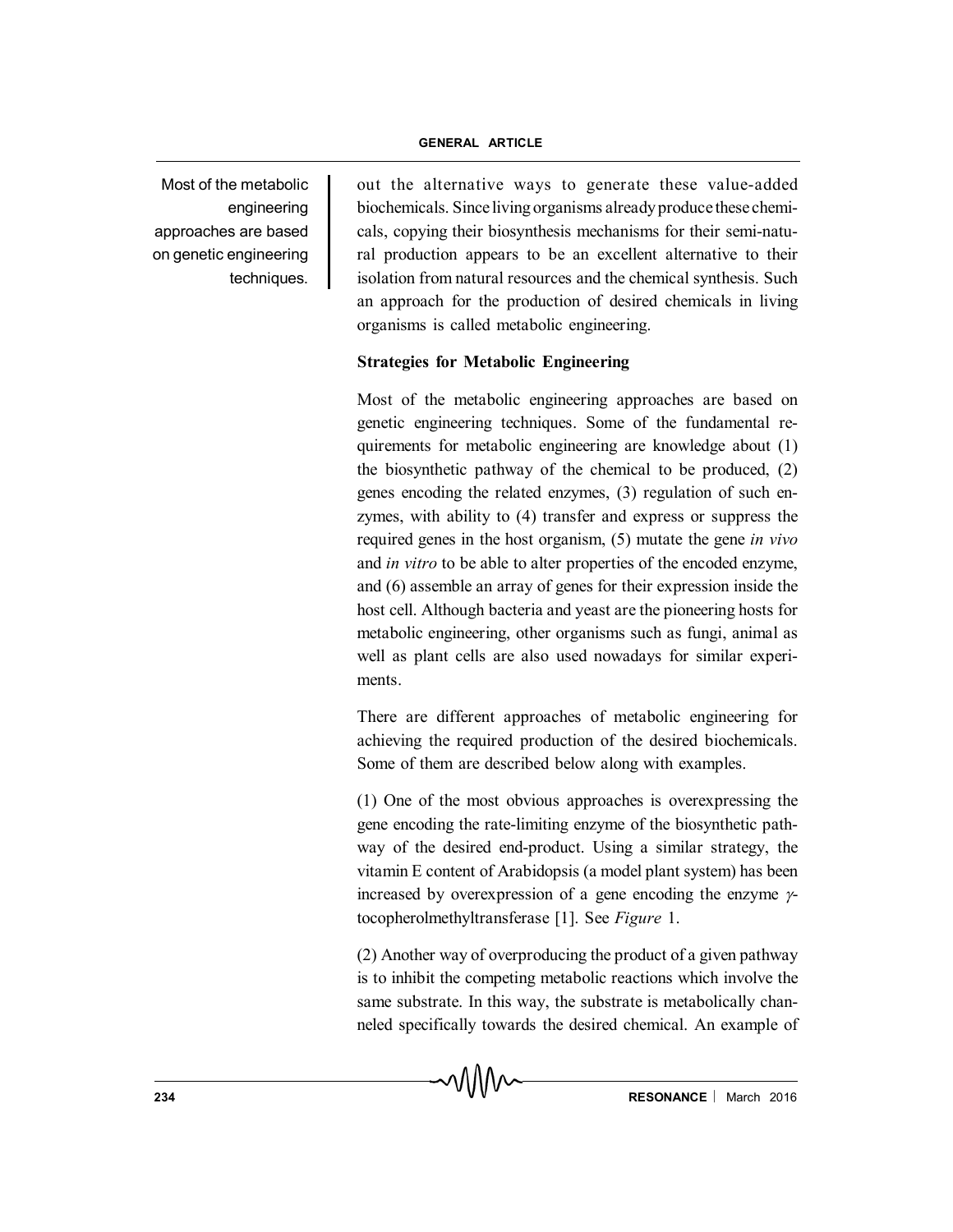out the alternative ways to generate these value-added biochemicals. Since living organisms already produce these chemicals, copying their biosynthesis mechanisms for their semi-natural production appears to be an excellent alternative to their isolation from natural resources and the chemical synthesis. Such an approach for the production of desired chemicals in living organisms is called metabolic engineering.

**Strategies for Metabolic Engineering**

Most of the metabolic engineering approaches are based on genetic engineering techniques. Some of the fundamental requirements for metabolic engineering are knowledge about (1) the biosynthetic pathway of the chemical to be produced, (2) genes encoding the related enzymes, (3) regulation of such enzymes, with ability to (4) transfer and express or suppress the required genes in the host organism, (5) mutate the gene *in vivo* and *in vitro* to be able to alter properties of the encoded enzyme, and (6) assemble an array of genes for their expression inside the host cell. Although bacteria and yeast are the pioneering hosts for metabolic engineering, other organisms such as fungi, animal as well as plant cells are also used nowadays for similar experiments.

There are different approaches of metabolic engineering for achieving the required production of the desired biochemicals. Some of them are described below along with examples.

(1) One of the most obvious approaches is overexpressing the gene encoding the rate-limiting enzyme of the biosynthetic pathway of the desired end-product. Using a similar strategy, the vitamin E content of Arabidopsis (a model plant system) has been increased by overexpression of a gene encoding the enzyme $\gamma$-tocopherolmethyltransferase [1]. See *Figure* 1.

(2) Another way of overproducing the product of a given pathway is to inhibit the competing metabolic reactions which involve the same substrate. In this way, the substrate is metabolically channeled specifically towards the desired chemical. An example of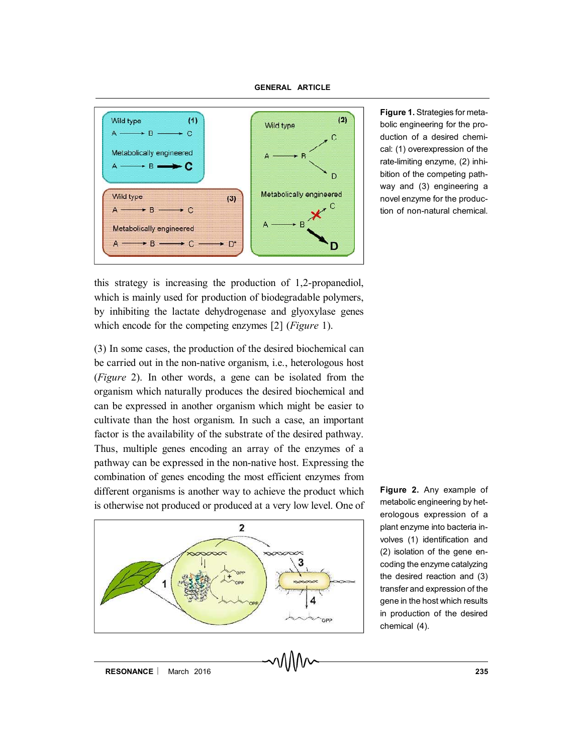Figure 1. Strategies for metabolic engineering for the production of a desired chemical: (1) overexpression of the rate-limiting enzyme, (2) inhibition of the competing pathway and (3) engineering a novel enzyme for the production of non-natural chemical.

this strategy is increasing the production of 1,2-propanediol, which is mainly used for production of biodegradable polymers, by inhibiting the lactate dehydrogenase and glyoxylase genes which encode for the competing enzymes [2] (*Figure* 1).

(3) In some cases, the production of the desired biochemical can be carried out in the non-native organism, i.e., heterologous host (*Figure* 2). In other words, a gene can be isolated from the organism which naturally produces the desired biochemical and can be expressed in another organism which might be easier to cultivate than the host organism. In such a case, an important factor is the availability of the substrate of the desired pathway. Thus, multiple genes encoding an array of the enzymes of a pathway can be expressed in the non-native host. Expressing the combination of genes encoding the most efficient enzymes from different organisms is another way to achieve the product which is otherwise not produced or produced at a very low level. One of

Figure 2. Any example of metabolic engineering by heterologous expression of a plant enzyme into bacteria involves (1) identification and (2) isolation of the gene encoding the enzyme catalyzing the desired reaction and (3) transfer and expression of the gene in the host which results in production of the desired chemical (4).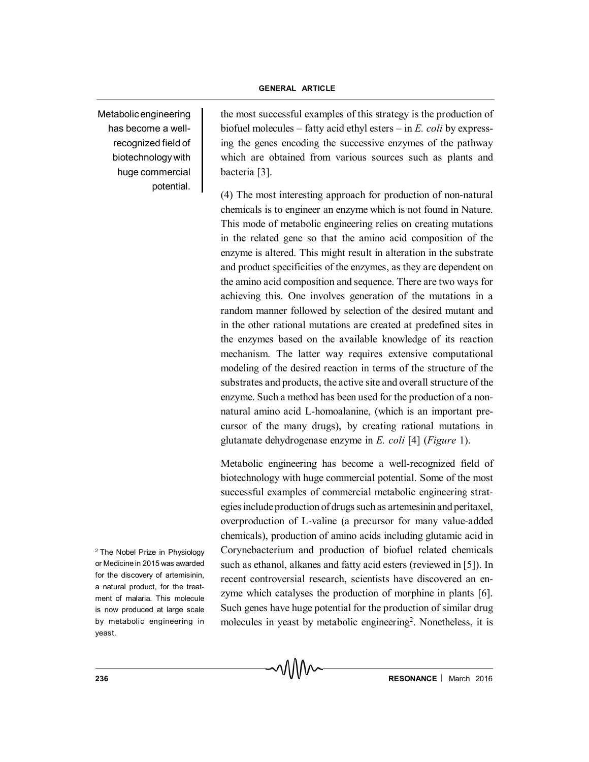the most successful examples of this strategy is the production of biofuel molecules – fatty acid ethyl esters – in *E. coli* by expressing the genes encoding the successive enzymes of the pathway which are obtained from various sources such as plants and bacteria [3].

Metabolic engineering has become a well-recognized field of biotechnology with huge commercial potential.

(4) The most interesting approach for production of non-natural chemicals is to engineer an enzyme which is not found in Nature. This mode of metabolic engineering relies on creating mutations in the related gene so that the amino acid composition of the enzyme is altered. This might result in alteration in the substrate and product specificities of the enzymes, as they are dependent on the amino acid composition and sequence. There are two ways for achieving this. One involves generation of the mutations in a random manner followed by selection of the desired mutant and in the other rational mutations are created at predefined sites in the enzymes based on the available knowledge of its reaction mechanism. The latter way requires extensive computational modeling of the desired reaction in terms of the structure of the substrates and products, the active site and overall structure of the enzyme. Such a method has been used for the production of a non-natural amino acid L-homoalanine, (which is an important precursor of the many drugs), by creating rational mutations in glutamate dehydrogenase enzyme in *E. coli* [4] (*Figure* 1).

Metabolic engineering has become a well-recognized field of biotechnology with huge commercial potential. Some of the most successful examples of commercial metabolic engineering strategies include production of drugs such as artemesinin and peritaxel, overproduction of L-valine (a precursor for many value-added chemicals), production of amino acids including glutamic acid in Corynebacterium and production of biofuel related chemicals such as ethanol, alkanes and fatty acid esters (reviewed in [5]). In recent controversial research, scientists have discovered an enzyme which catalyses the production of morphine in plants [6]. Such genes have huge potential for the production of similar drug molecules in yeast by metabolic engineering[2]. Nonetheless, it is

[2] The Nobel Prize in Physiology or Medicine in 2015 was awarded for the discovery of artemisinin, a natural product, for the treatment of malaria. This molecule is now produced at large scale by metabolic engineering in yeast.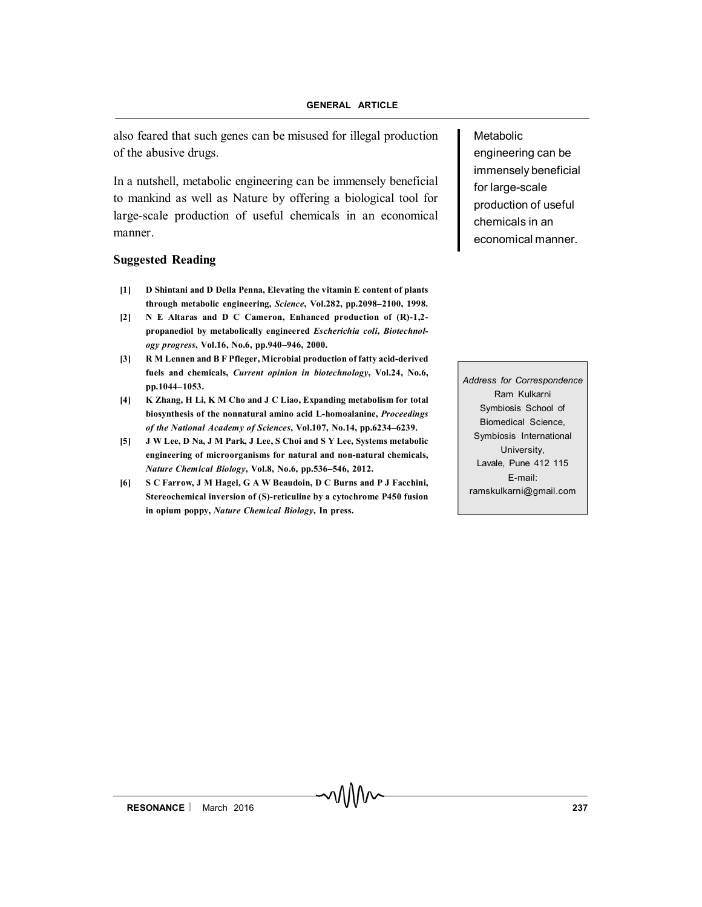also feared that such genes can be misused for illegal production of the abusive drugs.

In a nutshell, metabolic engineering can be immensely beneficial to mankind as well as Nature by offering a biological tool for large-scale production of useful chemicals in an economical manner.

Metabolic engineering can be immensely beneficial for large-scale production of useful chemicals in an economical manner.

## Suggested Reading

**[1] D Shintani and D Della Penna, Elevating the vitamin E content of plants through metabolic engineering, *Science*, Vol.282, pp.2098–2100, 1998.**

**[2] N E Altaras and D C Cameron, Enhanced production of (R)-1,2-propanediol by metabolically engineered *Escherichia coli*, *Biotechnology progress*, Vol.16, No.6, pp.940–946, 2000.**

**[3] R M Lennen and B F Pfleger, Microbial production of fatty acid-derived fuels and chemicals, *Current opinion in biotechnology*, Vol.24, No.6, pp.1044–1053.**

**[4] K Zhang, H Li, K M Cho and J C Liao, Expanding metabolism for total biosynthesis of the nonnatural amino acid L-homoalanine, *Proceedings of the National Academy of Sciences*, Vol.107, No.14, pp.6234–6239.**

**[5] J W Lee, D Na, J M Park, J Lee, S Choi and S Y Lee, Systems metabolic engineering of microorganisms for natural and non-natural chemicals, *Nature Chemical Biology*, Vol.8, No.6, pp.536–546, 2012.**

**[6] S C Farrow, J M Hagel, G A W Beaudoin, D C Burns and P J Facchini, Stereochemical inversion of (S)-reticuline by a cytochrome P450 fusion in opium poppy, *Nature Chemical Biology*, In press.**

*Address for Correspondence*
Ram Kulkarni
Symbiosis School of Biomedical Science,
Symbiosis International University,
Lavale, Pune 412 115
E-mail:
ramskulkarni@gmail.com